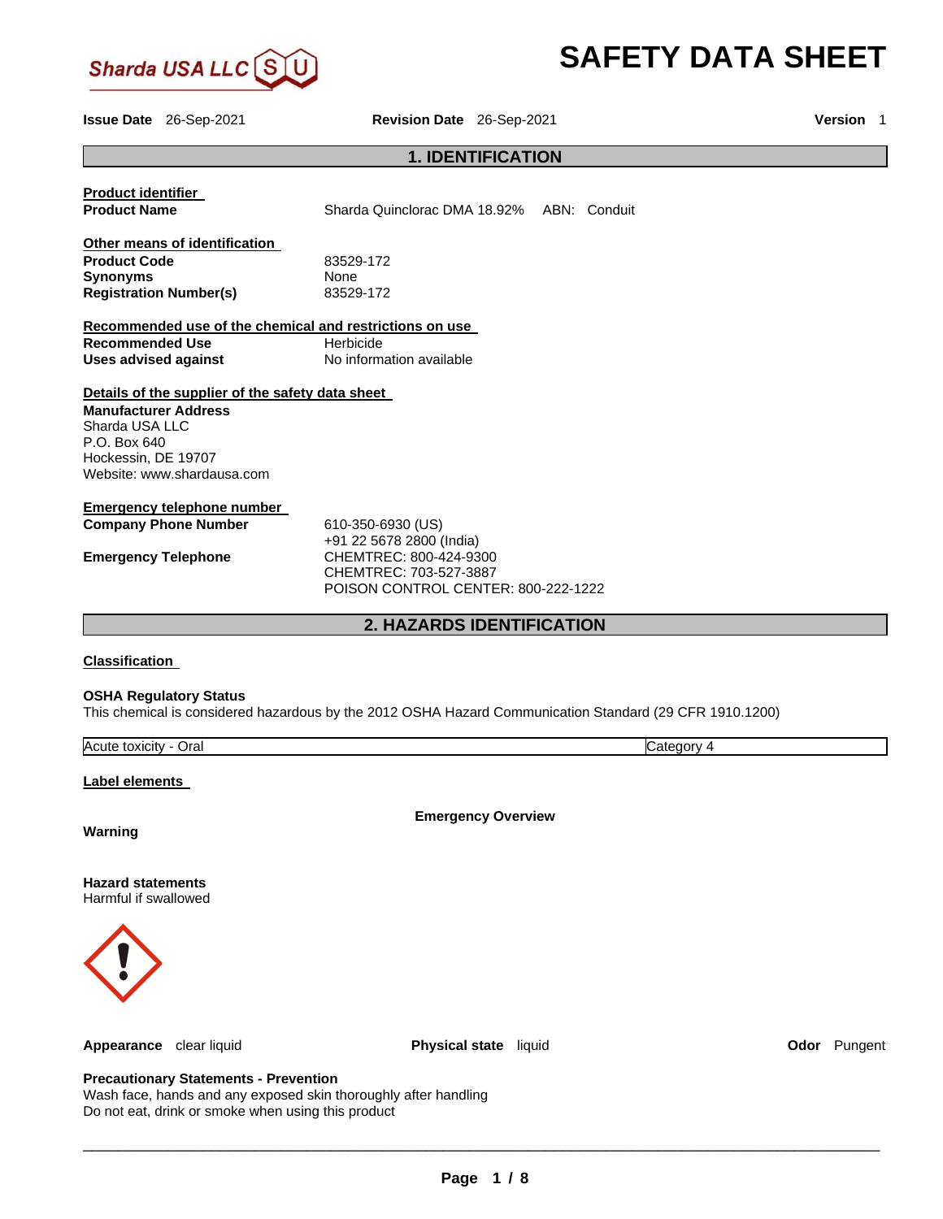Sharda USA LLC

# SAFETY DATA SHEET

**Issue Date** 26-Sep-2021 **Revision Date** 26-Sep-2021 **Version** 1

## 1. IDENTIFICATION

**Product identifier**

| | |
|---|---|
| **Product Name** | Sharda Quinclorac DMA 18.92% ABN: Conduit |

**Other means of identification**

| | |
|---|---|
| **Product Code** | 83529-172 |
| **Synonyms** | None |
| **Registration Number(s)** | 83529-172 |

**Recommended use of the chemical and restrictions on use**

| | |
|---|---|
| **Recommended Use** | Herbicide |
| **Uses advised against** | No information available |

**Details of the supplier of the safety data sheet**

**Manufacturer Address**
Sharda USA LLC
P.O. Box 640
Hockessin, DE 19707
Website: www.shardausa.com

**Emergency telephone number**

| | |
|---|---|
| **Company Phone Number** | 610-350-6930 (US)<br>+91 22 5678 2800 (India) |
| **Emergency Telephone** | CHEMTREC: 800-424-9300<br>CHEMTREC: 703-527-3887<br>POISON CONTROL CENTER: 800-222-1222 |

## 2. HAZARDS IDENTIFICATION

**Classification**

**OSHA Regulatory Status**
This chemical is considered hazardous by the 2012 OSHA Hazard Communication Standard (29 CFR 1910.1200)

| | |
|---|---|
| Acute toxicity - Oral | Category 4 |

**Label elements**

**Emergency Overview**

**Warning**

**Hazard statements**
Harmful if swallowed

**Appearance** clear liquid **Physical state** liquid **Odor** Pungent

**Precautionary Statements - Prevention**
Wash face, hands and any exposed skin thoroughly after handling
Do not eat, drink or smoke when using this product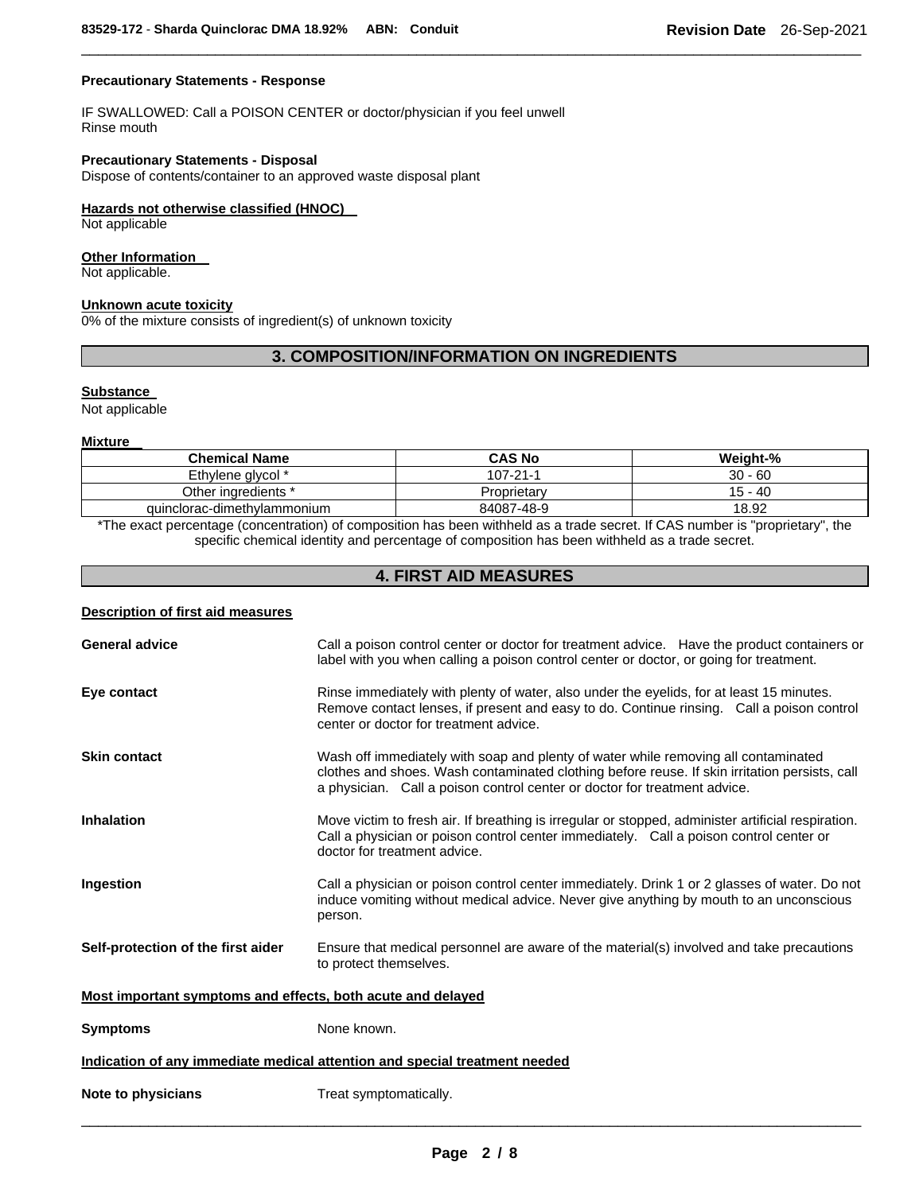**Precautionary Statements - Response**

IF SWALLOWED: Call a POISON CENTER or doctor/physician if you feel unwell
Rinse mouth

**Precautionary Statements - Disposal**
Dispose of contents/container to an approved waste disposal plant

**Hazards not otherwise classified (HNOC)**
Not applicable

**Other Information**
Not applicable.

**Unknown acute toxicity**
0% of the mixture consists of ingredient(s) of unknown toxicity

## 3. COMPOSITION/INFORMATION ON INGREDIENTS

**Substance**
Not applicable

**Mixture**

| Chemical Name | CAS No | Weight-% |
|---|---|---|
| Ethylene glycol * | 107-21-1 | 30 - 60 |
| Other ingredients * | Proprietary | 15 - 40 |
| quinclorac-dimethylammonium | 84087-48-9 | 18.92 |

*The exact percentage (concentration) of composition has been withheld as a trade secret. If CAS number is "proprietary", the specific chemical identity and percentage of composition has been withheld as a trade secret.

## 4. FIRST AID MEASURES

**Description of first aid measures**

**General advice** Call a poison control center or doctor for treatment advice. Have the product containers or label with you when calling a poison control center or doctor, or going for treatment.

**Eye contact** Rinse immediately with plenty of water, also under the eyelids, for at least 15 minutes. Remove contact lenses, if present and easy to do. Continue rinsing. Call a poison control center or doctor for treatment advice.

**Skin contact** Wash off immediately with soap and plenty of water while removing all contaminated clothes and shoes. Wash contaminated clothing before reuse. If skin irritation persists, call a physician. Call a poison control center or doctor for treatment advice.

**Inhalation** Move victim to fresh air. If breathing is irregular or stopped, administer artificial respiration. Call a physician or poison control center immediately. Call a poison control center or doctor for treatment advice.

**Ingestion** Call a physician or poison control center immediately. Drink 1 or 2 glasses of water. Do not induce vomiting without medical advice. Never give anything by mouth to an unconscious person.

**Self-protection of the first aider** Ensure that medical personnel are aware of the material(s) involved and take precautions to protect themselves.

**Most important symptoms and effects, both acute and delayed**

**Symptoms** None known.

**Indication of any immediate medical attention and special treatment needed**

**Note to physicians** Treat symptomatically.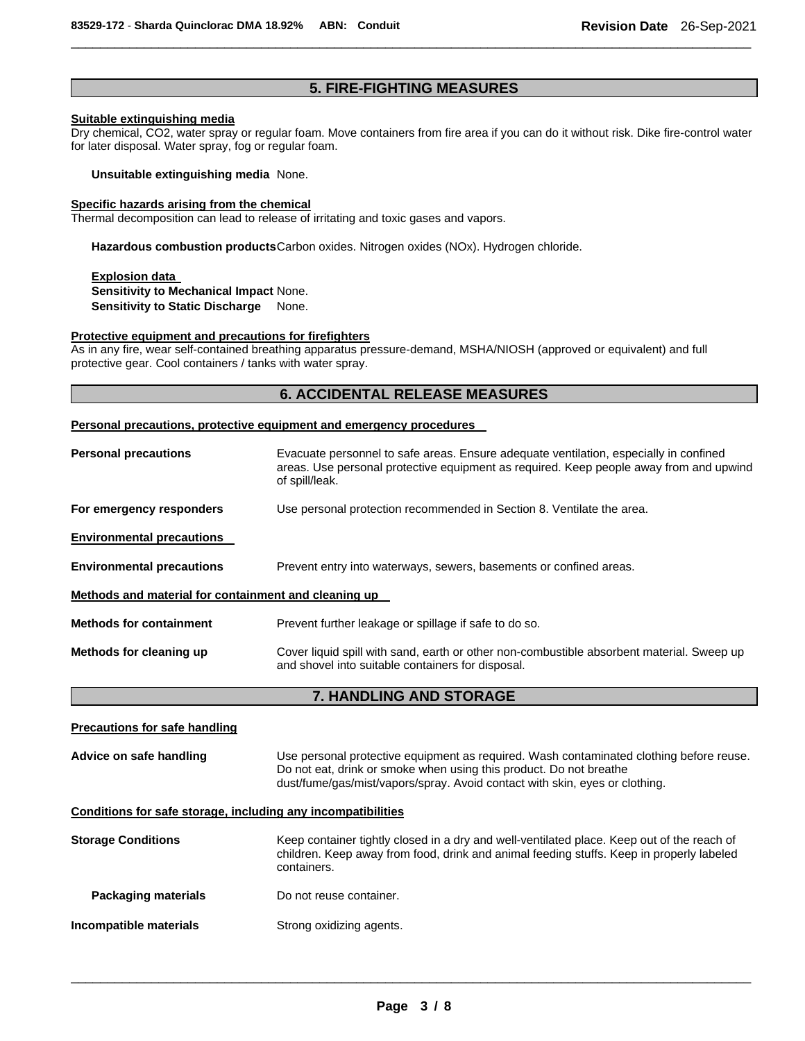## 5. FIRE-FIGHTING MEASURES

**Suitable extinguishing media**

Dry chemical, $CO_2$, water spray or regular foam. Move containers from fire area if you can do it without risk. Dike fire-control water for later disposal. Water spray, fog or regular foam.

**Unsuitable extinguishing media** None.

**Specific hazards arising from the chemical**

Thermal decomposition can lead to release of irritating and toxic gases and vapors.

**Hazardous combustion products** Carbon oxides. Nitrogen oxides (NOx). Hydrogen chloride.

**Explosion data**

**Sensitivity to Mechanical Impact** None.

**Sensitivity to Static Discharge** None.

**Protective equipment and precautions for firefighters**

As in any fire, wear self-contained breathing apparatus pressure-demand, MSHA/NIOSH (approved or equivalent) and full protective gear. Cool containers / tanks with water spray.

## 6. ACCIDENTAL RELEASE MEASURES

**Personal precautions, protective equipment and emergency procedures**

**Personal precautions** Evacuate personnel to safe areas. Ensure adequate ventilation, especially in confined areas. Use personal protective equipment as required. Keep people away from and upwind of spill/leak.

**For emergency responders** Use personal protection recommended in Section 8. Ventilate the area.

**Environmental precautions**

**Environmental precautions** Prevent entry into waterways, sewers, basements or confined areas.

**Methods and material for containment and cleaning up**

**Methods for containment** Prevent further leakage or spillage if safe to do so.

**Methods for cleaning up** Cover liquid spill with sand, earth or other non-combustible absorbent material. Sweep up and shovel into suitable containers for disposal.

## 7. HANDLING AND STORAGE

**Precautions for safe handling**

**Advice on safe handling** Use personal protective equipment as required. Wash contaminated clothing before reuse. Do not eat, drink or smoke when using this product. Do not breathe dust/fume/gas/mist/vapors/spray. Avoid contact with skin, eyes or clothing.

**Conditions for safe storage, including any incompatibilities**

**Storage Conditions** Keep container tightly closed in a dry and well-ventilated place. Keep out of the reach of children. Keep away from food, drink and animal feeding stuffs. Keep in properly labeled containers.

**Packaging materials** Do not reuse container.

**Incompatible materials** Strong oxidizing agents.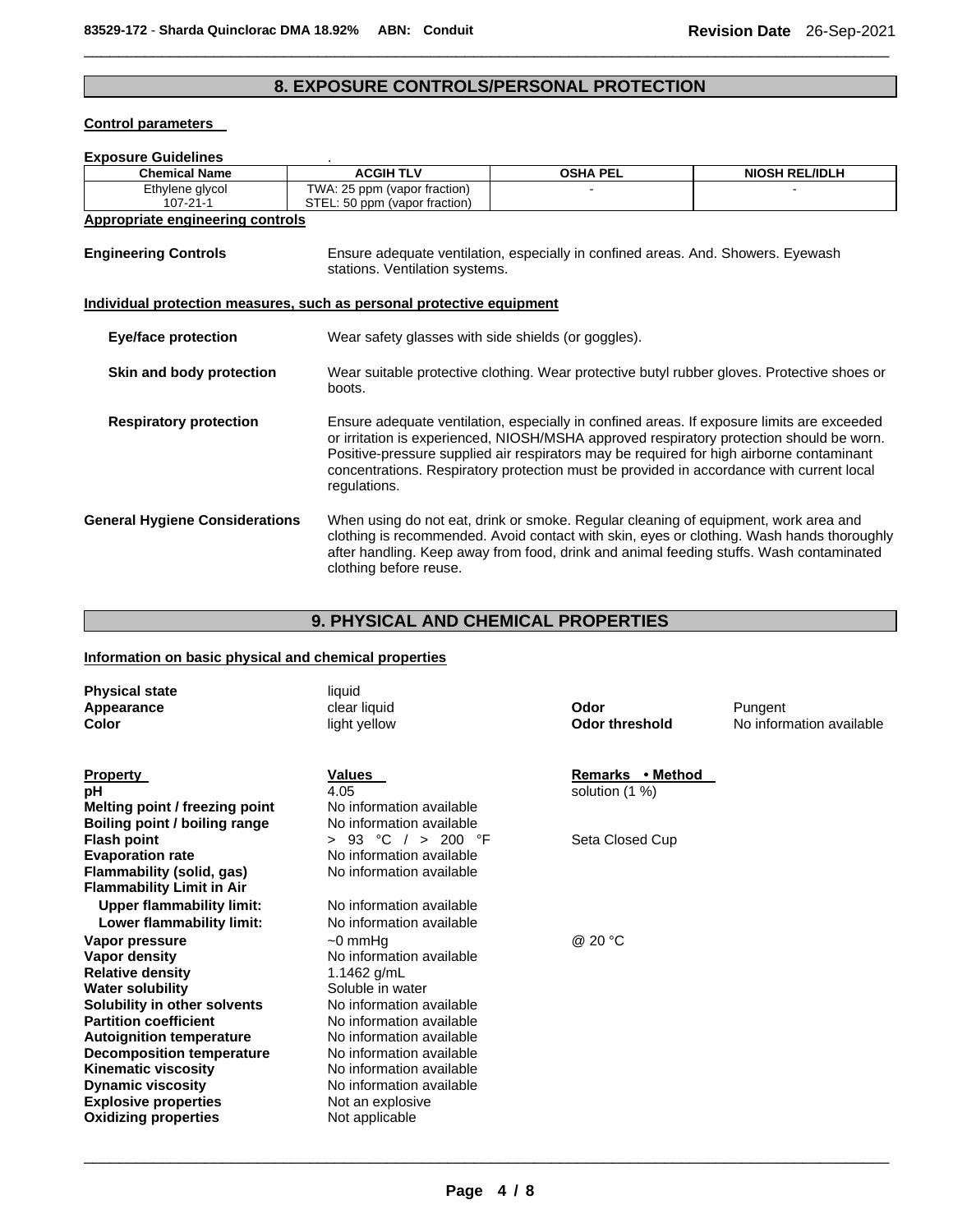## 8. EXPOSURE CONTROLS/PERSONAL PROTECTION

**Control parameters**

**Exposure Guidelines** .

| Chemical Name | ACGIH TLV | OSHA PEL | NIOSH REL/IDLH |
|---|---|---|---|
| Ethylene glycol<br>107-21-1 | TWA: 25 ppm (vapor fraction)<br>STEL: 50 ppm (vapor fraction) | - | - |

**Appropriate engineering controls**

**Engineering Controls** Ensure adequate ventilation, especially in confined areas. And. Showers. Eyewash stations. Ventilation systems.

**Individual protection measures, such as personal protective equipment**

**Eye/face protection** Wear safety glasses with side shields (or goggles).

**Skin and body protection** Wear suitable protective clothing. Wear protective butyl rubber gloves. Protective shoes or boots.

**Respiratory protection** Ensure adequate ventilation, especially in confined areas. If exposure limits are exceeded or irritation is experienced, NIOSH/MSHA approved respiratory protection should be worn. Positive-pressure supplied air respirators may be required for high airborne contaminant concentrations. Respiratory protection must be provided in accordance with current local regulations.

**General Hygiene Considerations** When using do not eat, drink or smoke. Regular cleaning of equipment, work area and clothing is recommended. Avoid contact with skin, eyes or clothing. Wash hands thoroughly after handling. Keep away from food, drink and animal feeding stuffs. Wash contaminated clothing before reuse.

## 9. PHYSICAL AND CHEMICAL PROPERTIES

**Information on basic physical and chemical properties**

| | | | |
|---|---|---|---|
| **Physical state** | liquid | | |
| **Appearance** | clear liquid | **Odor** | Pungent |
| **Color** | light yellow | **Odor threshold** | No information available |

| **Property** | **Values** | **Remarks • Method** |
|---|---|---|
| **pH** | 4.05 | solution (1 %) |
| **Melting point / freezing point** | No information available | |
| **Boiling point / boiling range** | No information available | |
| **Flash point** | > 93 °C / > 200 °F | Seta Closed Cup |
| **Evaporation rate** | No information available | |
| **Flammability (solid, gas)** | No information available | |
| **Flammability Limit in Air** | | |
| **Upper flammability limit:** | No information available | |
| **Lower flammability limit:** | No information available | |
| **Vapor pressure** | ~0 mmHg | @ 20 °C |
| **Vapor density** | No information available | |
| **Relative density** | 1.1462 g/mL | |
| **Water solubility** | Soluble in water | |
| **Solubility in other solvents** | No information available | |
| **Partition coefficient** | No information available | |
| **Autoignition temperature** | No information available | |
| **Decomposition temperature** | No information available | |
| **Kinematic viscosity** | No information available | |
| **Dynamic viscosity** | No information available | |
| **Explosive properties** | Not an explosive | |
| **Oxidizing properties** | Not applicable | |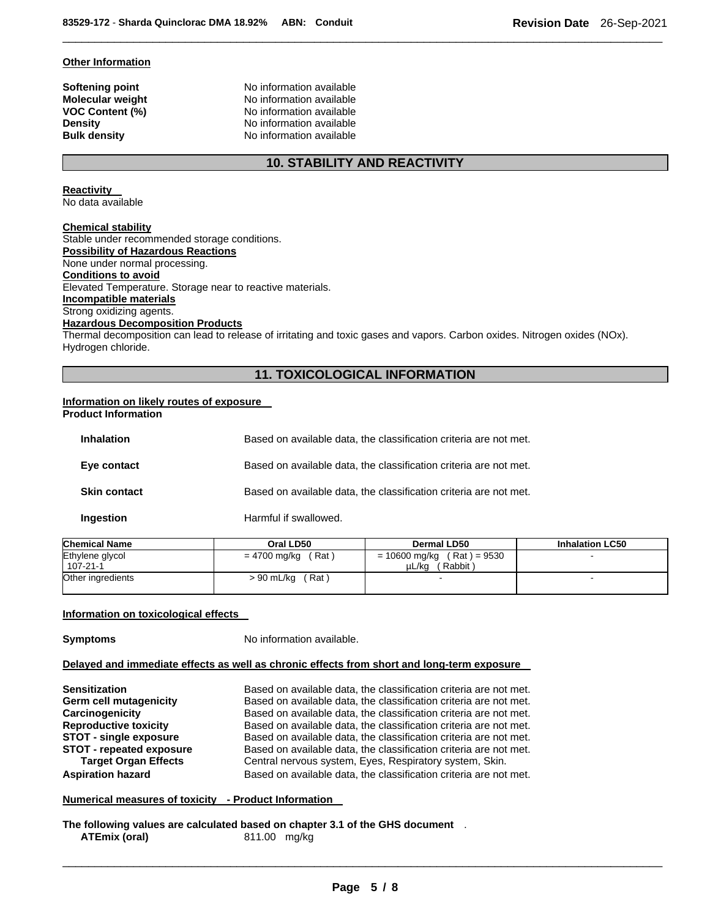**Other Information**

| | |
|---|---|
| **Softening point** | No information available |
| **Molecular weight** | No information available |
| **VOC Content (%)** | No information available |
| **Density** | No information available |
| **Bulk density** | No information available |

## 10. STABILITY AND REACTIVITY

**Reactivity**
No data available

**Chemical stability**
Stable under recommended storage conditions.

**Possibility of Hazardous Reactions**
None under normal processing.

**Conditions to avoid**
Elevated Temperature. Storage near to reactive materials.

**Incompatible materials**
Strong oxidizing agents.

**Hazardous Decomposition Products**
Thermal decomposition can lead to release of irritating and toxic gases and vapors. Carbon oxides. Nitrogen oxides (NOx). Hydrogen chloride.

## 11. TOXICOLOGICAL INFORMATION

**Information on likely routes of exposure**
**Product Information**

| | |
|---|---|
| **Inhalation** | Based on available data, the classification criteria are not met. |
| **Eye contact** | Based on available data, the classification criteria are not met. |
| **Skin contact** | Based on available data, the classification criteria are not met. |
| **Ingestion** | Harmful if swallowed. |

| Chemical Name | Oral LD50 | Dermal LD50 | Inhalation LC50 |
|---|---|---|---|
| Ethylene glycol<br>107-21-1 | = 4700 mg/kg ( Rat ) | = 10600 mg/kg ( Rat ) = 9530 µL/kg ( Rabbit ) | - |
| Other ingredients | > 90 mL/kg ( Rat ) | - | - |

**Information on toxicological effects**

**Symptoms** No information available.

**Delayed and immediate effects as well as chronic effects from short and long-term exposure**

| | |
|---|---|
| **Sensitization** | Based on available data, the classification criteria are not met. |
| **Germ cell mutagenicity** | Based on available data, the classification criteria are not met. |
| **Carcinogenicity** | Based on available data, the classification criteria are not met. |
| **Reproductive toxicity** | Based on available data, the classification criteria are not met. |
| **STOT - single exposure** | Based on available data, the classification criteria are not met. |
| **STOT - repeated exposure** | Based on available data, the classification criteria are not met. |
| **Target Organ Effects** | Central nervous system, Eyes, Respiratory system, Skin. |
| **Aspiration hazard** | Based on available data, the classification criteria are not met. |

**Numerical measures of toxicity - Product Information**

**The following values are calculated based on chapter 3.1 of the GHS document** .

**ATEmix (oral)** 811.00 mg/kg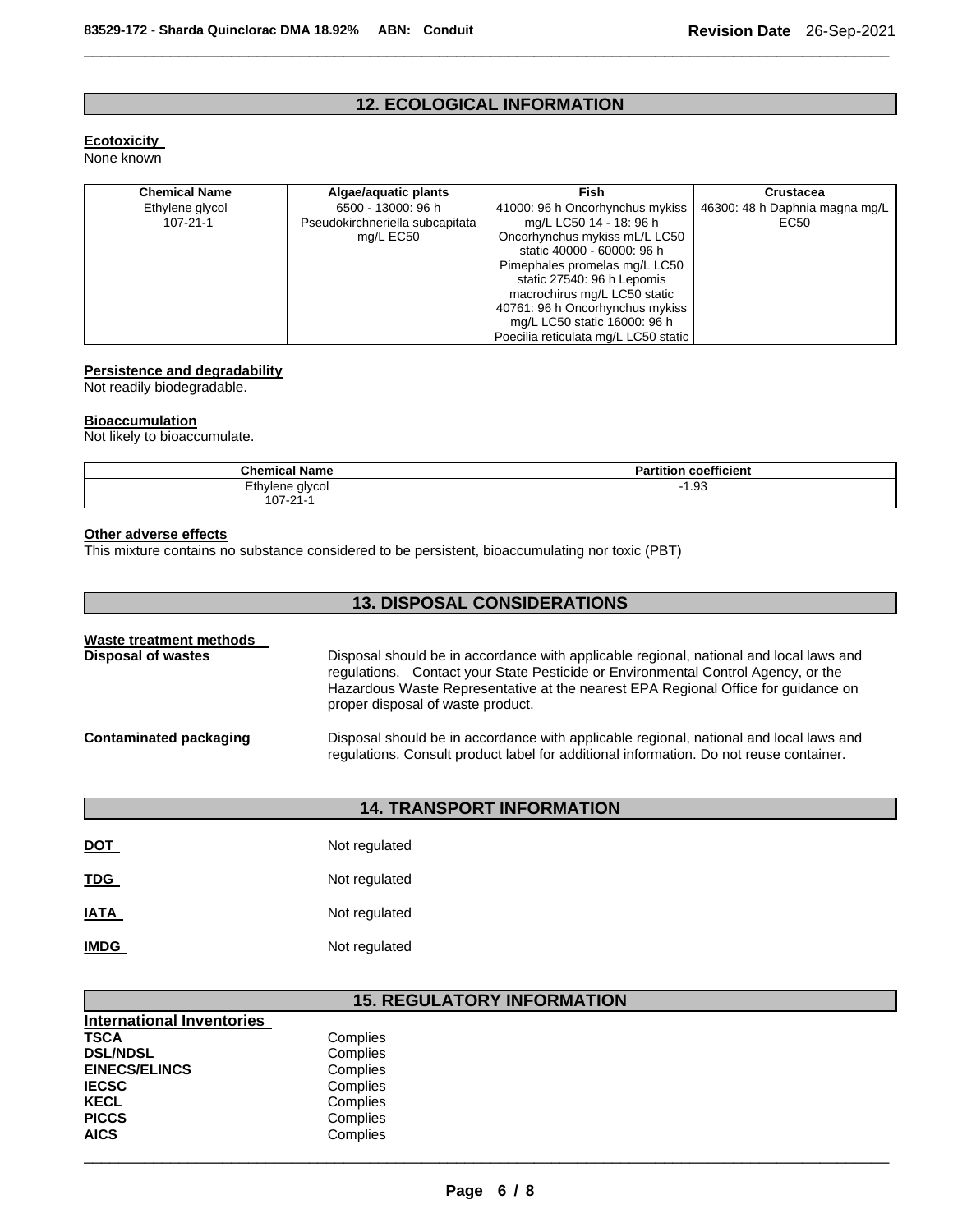## 12. ECOLOGICAL INFORMATION

**Ecotoxicity**
None known

| Chemical Name | Algae/aquatic plants | Fish | Crustacea |
|---|---|---|---|
| Ethylene glycol 107-21-1 | 6500 - 13000: 96 h Pseudokirchneriella subcapitata mg/L EC50 | 41000: 96 h Oncorhynchus mykiss mg/L LC50 14 - 18: 96 h Oncorhynchus mykiss mL/L LC50 static 40000 - 60000: 96 h Pimephales promelas mg/L LC50 static 27540: 96 h Lepomis macrochirus mg/L LC50 static 40761: 96 h Oncorhynchus mykiss mg/L LC50 static 16000: 96 h Poecilia reticulata mg/L LC50 static | 46300: 48 h Daphnia magna mg/L EC50 |

**Persistence and degradability**
Not readily biodegradable.

**Bioaccumulation**
Not likely to bioaccumulate.

| Chemical Name | Partition coefficient |
|---|---|
| Ethylene glycol 107-21-1 | -1.93 |

**Other adverse effects**
This mixture contains no substance considered to be persistent, bioaccumulating nor toxic (PBT)

## 13. DISPOSAL CONSIDERATIONS

**Waste treatment methods**

**Disposal of wastes** Disposal should be in accordance with applicable regional, national and local laws and regulations. Contact your State Pesticide or Environmental Control Agency, or the Hazardous Waste Representative at the nearest EPA Regional Office for guidance on proper disposal of waste product.

**Contaminated packaging** Disposal should be in accordance with applicable regional, national and local laws and regulations. Consult product label for additional information. Do not reuse container.

## 14. TRANSPORT INFORMATION

**DOT** Not regulated

**TDG** Not regulated

**IATA** Not regulated

**IMDG** Not regulated

## 15. REGULATORY INFORMATION

**International Inventories**

**TSCA** Complies
**DSL/NDSL** Complies
**EINECS/ELINCS** Complies
**IECSC** Complies
**KECL** Complies
**PICCS** Complies
**AICS** Complies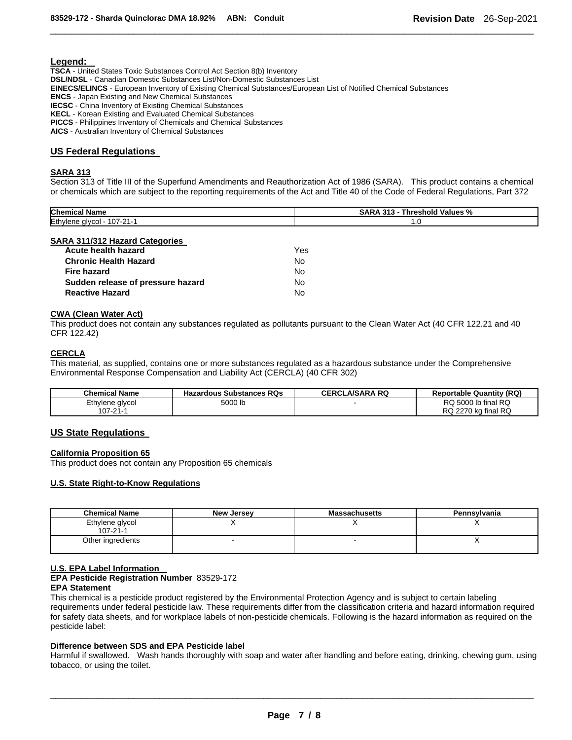**Legend:**

**TSCA** - United States Toxic Substances Control Act Section 8(b) Inventory
**DSL/NDSL** - Canadian Domestic Substances List/Non-Domestic Substances List
**EINECS/ELINCS** - European Inventory of Existing Chemical Substances/European List of Notified Chemical Substances
**ENCS** - Japan Existing and New Chemical Substances
**IECSC** - China Inventory of Existing Chemical Substances
**KECL** - Korean Existing and Evaluated Chemical Substances
**PICCS** - Philippines Inventory of Chemicals and Chemical Substances
**AICS** - Australian Inventory of Chemical Substances

## US Federal Regulations

### SARA 313

Section 313 of Title III of the Superfund Amendments and Reauthorization Act of 1986 (SARA). This product contains a chemical or chemicals which are subject to the reporting requirements of the Act and Title 40 of the Code of Federal Regulations, Part 372

| Chemical Name | SARA 313 - Threshold Values % |
|---|---|
| Ethylene glycol - 107-21-1 | 1.0 |

### SARA 311/312 Hazard Categories

| | |
|---|---|
| **Acute health hazard** | Yes |
| **Chronic Health Hazard** | No |
| **Fire hazard** | No |
| **Sudden release of pressure hazard** | No |
| **Reactive Hazard** | No |

### CWA (Clean Water Act)

This product does not contain any substances regulated as pollutants pursuant to the Clean Water Act (40 CFR 122.21 and 40 CFR 122.42)

### CERCLA

This material, as supplied, contains one or more substances regulated as a hazardous substance under the Comprehensive Environmental Response Compensation and Liability Act (CERCLA) (40 CFR 302)

| Chemical Name | Hazardous Substances RQs | CERCLA/SARA RQ | Reportable Quantity (RQ) |
|---|---|---|---|
| Ethylene glycol 107-21-1 | 5000 lb | - | RQ 5000 lb final RQ RQ 2270 kg final RQ |

## US State Regulations

### California Proposition 65

This product does not contain any Proposition 65 chemicals

### U.S. State Right-to-Know Regulations

| Chemical Name | New Jersey | Massachusetts | Pennsylvania |
|---|---|---|---|
| Ethylene glycol 107-21-1 | X | X | X |
| Other ingredients | - | - | X |

### U.S. EPA Label Information

**EPA Pesticide Registration Number** 83529-172

**EPA Statement**

This chemical is a pesticide product registered by the Environmental Protection Agency and is subject to certain labeling requirements under federal pesticide law. These requirements differ from the classification criteria and hazard information required for safety data sheets, and for workplace labels of non-pesticide chemicals. Following is the hazard information as required on the pesticide label:

**Difference between SDS and EPA Pesticide label**

Harmful if swallowed. Wash hands thoroughly with soap and water after handling and before eating, drinking, chewing gum, using tobacco, or using the toilet.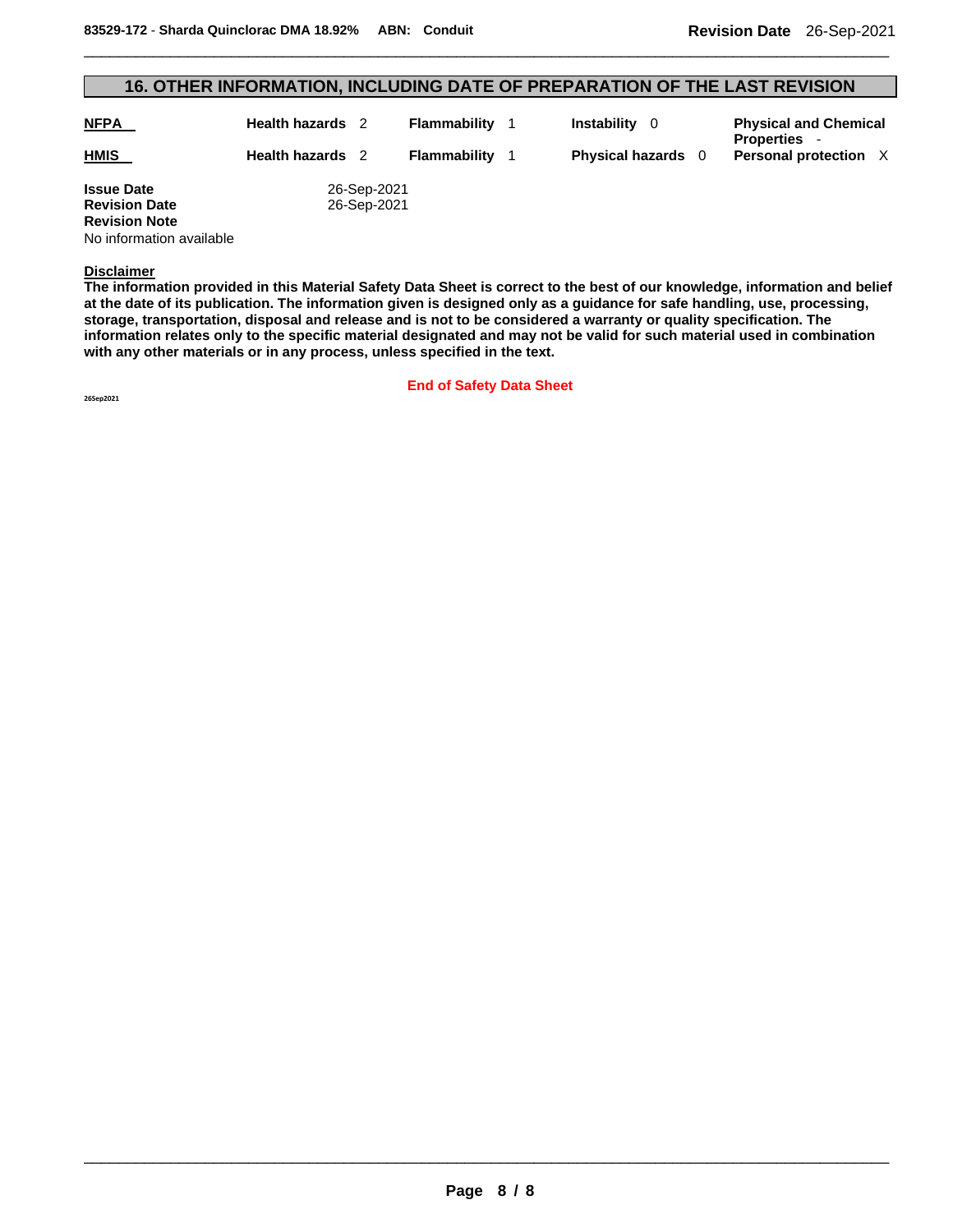## 16. OTHER INFORMATION, INCLUDING DATE OF PREPARATION OF THE LAST REVISION

| | | | | |
|---|---|---|---|---|
| **NFPA** | **Health hazards** 2 | **Flammability** 1 | **Instability** 0 | **Physical and Chemical Properties** - |
| **HMIS** | **Health hazards** 2 | **Flammability** 1 | **Physical hazards** 0 | **Personal protection** X |

**Issue Date** 26-Sep-2021
**Revision Date** 26-Sep-2021
**Revision Note**
No information available

**Disclaimer**

**The information provided in this Material Safety Data Sheet is correct to the best of our knowledge, information and belief at the date of its publication. The information given is designed only as a guidance for safe handling, use, processing, storage, transportation, disposal and release and is not to be considered a warranty or quality specification. The information relates only to the specific material designated and may not be valid for such material used in combination with any other materials or in any process, unless specified in the text.**

**End of Safety Data Sheet**

26Sep2021